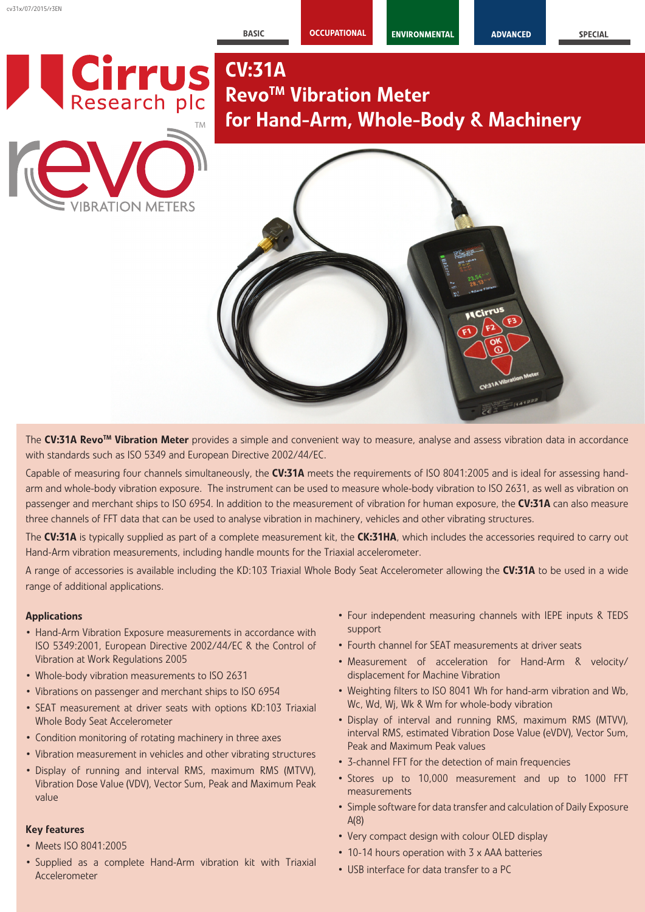BASIC | OCCUPATIONAL | ENVIRONMENTAL | ADVANCED | SPECIAL

Cirrus Research plc

revo™ VIBRATION METERS

# CV:31A
# Revo™ Vibration Meter for Hand-Arm, Whole-Body & Machinery

The **CV:31A Revo™ Vibration Meter** provides a simple and convenient way to measure, analyse and assess vibration data in accordance with standards such as ISO 5349 and European Directive 2002/44/EC.

Capable of measuring four channels simultaneously, the **CV:31A** meets the requirements of ISO 8041:2005 and is ideal for assessing hand-arm and whole-body vibration exposure. The instrument can be used to measure whole-body vibration to ISO 2631, as well as vibration on passenger and merchant ships to ISO 6954. In addition to the measurement of vibration for human exposure, the **CV:31A** can also measure three channels of FFT data that can be used to analyse vibration in machinery, vehicles and other vibrating structures.

The **CV:31A** is typically supplied as part of a complete measurement kit, the **CK:31HA**, which includes the accessories required to carry out Hand-Arm vibration measurements, including handle mounts for the Triaxial accelerometer.

A range of accessories is available including the KD:103 Triaxial Whole Body Seat Accelerometer allowing the **CV:31A** to be used in a wide range of additional applications.

### Applications

- Hand-Arm Vibration Exposure measurements in accordance with ISO 5349:2001, European Directive 2002/44/EC & the Control of Vibration at Work Regulations 2005
- Whole-body vibration measurements to ISO 2631
- Vibrations on passenger and merchant ships to ISO 6954
- SEAT measurement at driver seats with options KD:103 Triaxial Whole Body Seat Accelerometer
- Condition monitoring of rotating machinery in three axes
- Vibration measurement in vehicles and other vibrating structures
- Display of running and interval RMS, maximum RMS (MTVV), Vibration Dose Value (VDV), Vector Sum, Peak and Maximum Peak value

### Key features

- Meets ISO 8041:2005
- Supplied as a complete Hand-Arm vibration kit with Triaxial Accelerometer
- Four independent measuring channels with IEPE inputs & TEDS support
- Fourth channel for SEAT measurements at driver seats
- Measurement of acceleration for Hand-Arm & velocity/displacement for Machine Vibration
- Weighting filters to ISO 8041 Wh for hand-arm vibration and Wb, Wc, Wd, Wj, Wk & Wm for whole-body vibration
- Display of running and interval RMS, maximum RMS (MTVV), interval RMS, estimated Vibration Dose Value (eVDV), Vector Sum, Peak and Maximum Peak values
- 3-channel FFT for the detection of main frequencies
- Stores up to 10,000 measurement and up to 1000 FFT measurements
- Simple software for data transfer and calculation of Daily Exposure A(8)
- Very compact design with colour OLED display
- 10-14 hours operation with 3 x AAA batteries
- USB interface for data transfer to a PC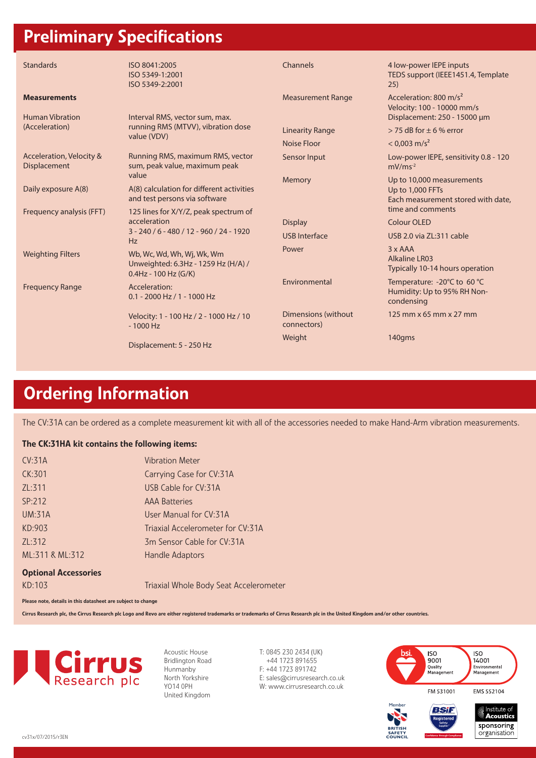# Preliminary Specifications

| | |
|---|---|
| Standards | ISO 8041:2005<br>ISO 5349-1:2001<br>ISO 5349-2:2001 |
| **Measurements** | |
| Human Vibration (Acceleration) | Interval RMS, vector sum, max. running RMS (MTVV), vibration dose value (VDV) |
| Acceleration, Velocity & Displacement | Running RMS, maximum RMS, vector sum, peak value, maximum peak value |
| Daily exposure A(8) | A(8) calculation for different activities and test persons via software |
| Frequency analysis (FFT) | 125 lines for X/Y/Z, peak spectrum of acceleration<br>3 - 240 / 6 - 480 / 12 - 960 / 24 - 1920 Hz |
| Weighting Filters | Wb, Wc, Wd, Wh, Wj, Wk, Wm<br>Unweighted: 6.3Hz - 1259 Hz (H/A) / 0.4Hz - 100 Hz (G/K) |
| Frequency Range | Acceleration:<br>0.1 - 2000 Hz / 1 - 1000 Hz<br>Velocity: 1 - 100 Hz / 2 - 1000 Hz / 10 - 1000 Hz<br>Displacement: 5 - 250 Hz |

| | |
|---|---|
| Channels | 4 low-power IEPE inputs<br>TEDS support (IEEE1451.4, Template 25) |
| Measurement Range | Acceleration: 800 m/s²<br>Velocity: 100 - 10000 mm/s<br>Displacement: 250 - 15000 µm |
| Linearity Range | > 75 dB for ± 6 % error |
| Noise Floor | < 0,003 m/s² |
| Sensor Input | Low-power IEPE, sensitivity 0.8 - 120 mV/ms$^{-2}$ |
| Memory | Up to 10,000 measurements<br>Up to 1,000 FFTs<br>Each measurement stored with date, time and comments |
| Display | Colour OLED |
| USB Interface | USB 2.0 via ZL:311 cable |
| Power | 3 x AAA<br>Alkaline LR03<br>Typically 10-14 hours operation |
| Environmental | Temperature: -20°C to 60 °C<br>Humidity: Up to 95% RH Non-condensing |
| Dimensions (without connectors) | 125 mm x 65 mm x 27 mm |
| Weight | 140gms |

# Ordering Information

The CV:31A can be ordered as a complete measurement kit with all of the accessories needed to make Hand-Arm vibration measurements.

**The CK:31HA kit contains the following items:**

| | |
|---|---|
| CV:31A | Vibration Meter |
| CK:301 | Carrying Case for CV:31A |
| ZL:311 | USB Cable for CV:31A |
| SP:212 | AAA Batteries |
| UM:31A | User Manual for CV:31A |
| KD:903 | Triaxial Accelerometer for CV:31A |
| ZL:312 | 3m Sensor Cable for CV:31A |
| ML:311 & ML:312 | Handle Adaptors |

**Optional Accessories**

| | |
|---|---|
| KD:103 | Triaxial Whole Body Seat Accelerometer |

**Please note, details in this datasheet are subject to change**

**Cirrus Research plc, the Cirrus Research plc Logo and Revo are either registered trademarks or trademarks of Cirrus Research plc in the United Kingdom and/or other countries.**

Cirrus Research plc

Acoustic House
Bridlington Road
Hunmanby
North Yorkshire
YO14 0PH
United Kingdom

T: 0845 230 2434 (UK)
+44 1723 891655
F: +44 1723 891742
E: sales@cirrusresearch.co.uk
W: www.cirrusresearch.co.uk

bsi. ISO 9001 Quality Management — FM 531001
ISO 14001 Environmental Management — EMS 552104

Member British Safety Council

BSIF Registered Safety Supplier

Institute of Acoustics sponsoring organisation

cv31x/07/2015/r3EN